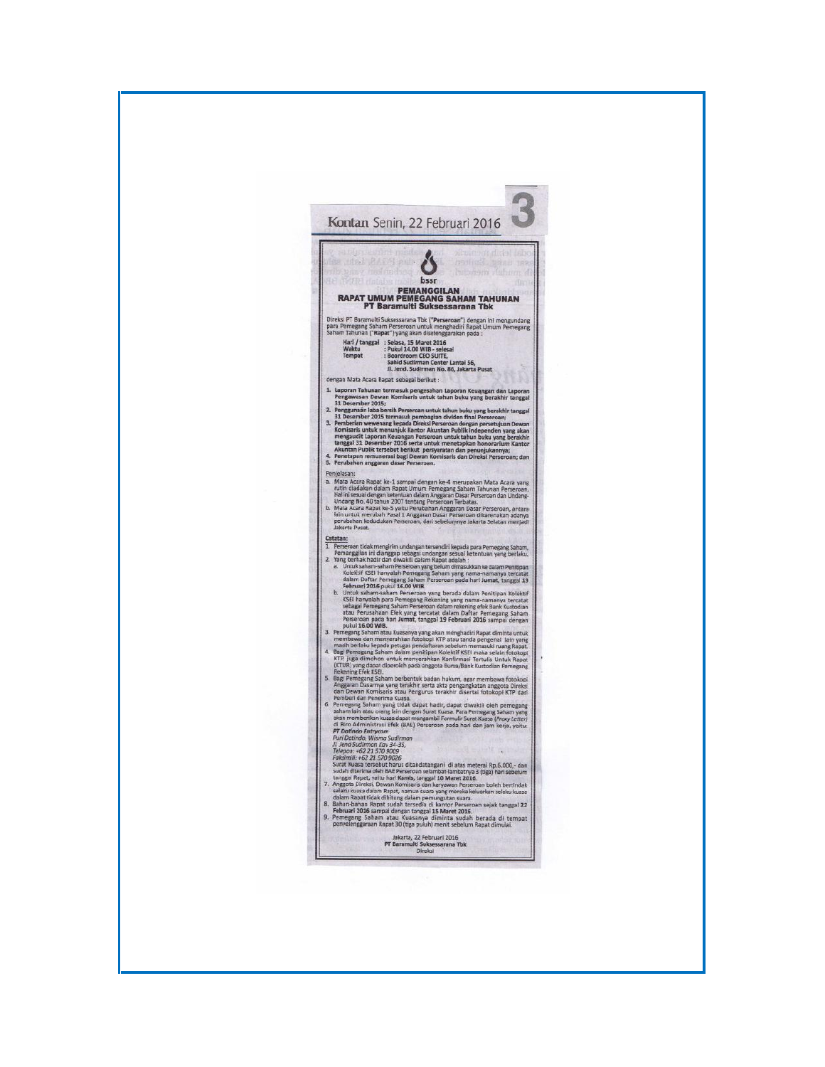Kontan Senin, 22 Februari 2016

bssr

# PEMANGGILAN
# RAPAT UMUM PEMEGANG SAHAM TAHUNAN
## PT Baramulti Suksessarana Tbk

Direksi PT Baramulti Suksessarana Tbk (**"Perseroan"**) dengan ini mengundang para Pemegang Saham Perseroan untuk menghadiri Rapat Umum Pemegang Saham Tahunan (**"Rapat"**) yang akan diselenggarakan pada :

**Hari / tanggal** : **Selasa, 15 Maret 2016**
**Waktu** : **Pukul 14.00 WIB - selesai**
**Tempat** : **Boardroom CEO SUITE, Sahid Sudirman Center Lantai 56, Jl. Jend. Sudirman No. 86, Jakarta Pusat**

dengan Mata Acara Rapat sebagai berikut :

1. **Laporan Tahunan termasuk pengesahan Laporan Keuangan dan Laporan Pengawasan Dewan Komisaris untuk tahun buku yang berakhir tanggal 31 Desember 2015;**
2. **Penggunaan laba bersih Perseroan untuk tahun buku yang berakhir tanggal 31 Desember 2015 termasuk pembagian dividen final Perseroan;**
3. **Pemberian wewenang kepada Direksi Perseroan dengan persetujuan Dewan Komisaris untuk menunjuk Kantor Akuntan Publik independen yang akan mengaudit Laporan Keuangan Perseroan untuk tahun buku yang berakhir tanggal 31 Desember 2016 serta untuk menetapkan honorarium Kantor Akuntan Publik tersebut berikut persyaratan dan penunjukannya;**
4. **Penetapan remunerasi bagi Dewan Komisaris dan Direksi Perseroan; dan**
5. **Perubahan anggaran dasar Perseroan.**

Penjelasan:

a. Mata Acara Rapat ke-1 sampai dengan ke-4 merupakan Mata Acara yang rutin diadakan dalam Rapat Umum Pemegang Saham Tahunan Perseroan. Hal ini sesuai dengan ketentuan dalam Anggaran Dasar Perseroan dan Undang-Undang No. 40 tahun 2007 tentang Perseroan Terbatas.
b. Mata Acara Rapat ke-5 yaitu Perubahan Anggaran Dasar Perseroan, antara lain untuk merubah Pasal 1 Anggaran Dasar Perseroan dikarenakan adanya perubahan kedudukan Perseroan, dari sebelumnya Jakarta Selatan menjadi Jakarta Pusat.

Catatan:

1. Perseroan tidak mengirim undangan tersendiri kepada para Pemegang Saham, Pemanggilan ini dianggap sebagai undangan sesuai ketentuan yang berlaku.
2. Yang berhak hadir dan diwakili dalam Rapat adalah :
   a. Untuk saham-saham Perseroan yang belum dimasukkan ke dalam Penitipan Kolektif KSEI hanyalah Pemegang Saham yang nama-namanya tercatat dalam Daftar Pemegang Saham Perseroan pada hari **Jumat**, tanggal **19 Februari 2016** pukul **16.00 WIB**.
   b. Untuk saham-saham Perseroan yang berada dalam Penitipan Kolektif KSEI hanyalah para Pemegang Rekening yang nama-namanya tercatat sebagai Pemegang Saham Perseroan dalam rekening efek Bank Kustodian atau Perusahaan Efek yang tercatat dalam Daftar Pemegang Saham Perseroan pada hari **Jumat**, tanggal **19 Februari 2016** sampai dengan pukul **16.00 WIB**.
3. Pemegang Saham atau Kuasanya yang akan menghadiri Rapat diminta untuk membawa dan menyerahkan fotokopi KTP atau tanda pengenal lain yang masih berlaku kepada petugas pendaftaran sebelum memasuki ruang Rapat.
4. Bagi Pemegang Saham dalam penitipan Kolektif KSEI maka selain fotokopi KTP juga dimohon untuk menyerahkan Konfirmasi Tertulis Untuk Rapat (KTUR) yang dapat diperoleh pada anggota Bursa/Bank Kustodian Pemegang Rekening Efek KSEI.
5. Bagi Pemegang Saham berbentuk badan hukum, agar membawa fotokopi Anggaran Dasarnya yang terakhir serta akta pengangkatan anggota Direksi dan Dewan Komisaris atau Pengurus terakhir disertai fotokopi KTP dari Pemberi dan Penerima Kuasa.
6. Pemegang Saham yang tidak dapat hadir, dapat diwakili oleh pemegang saham lain atau orang lain dengan Surat Kuasa. Para Pemegang Saham yang akan memberikan kuasa dapat mengambil Formulir Surat Kuasa (*Proxy Letter*) di Biro Administrasi Efek (BAE) Perseroan pada hari dan jam kerja, yaitu:
   ***PT Datindo Entrycom***
   *Puri Datindo, Wisma Sudirman*
   *Jl. Jend Sudirman Kav 34-35,*
   *Telepon: +62 21 570 9009*
   *Faksimili: +62 21 570 9026*
   Surat Kuasa tersebut harus ditandatangani di atas meterai Rp.6.000,- dan sudah diterima oleh BAE Perseroan selambat-lambatnya 3 (tiga) hari sebelum tanggal Rapat, yaitu hari **Kamis**, tanggal **10 Maret 2016**.
7. Anggota Direksi, Dewan Komisaris dan karyawan Perseroan boleh bertindak selaku kuasa dalam Rapat, namun suara yang mereka keluarkan selaku kuasa dalam Rapat tidak dihitung dalam pemungutan suara.
8. Bahan-bahan Rapat sudah tersedia di kantor Perseroan sejak tanggal **22 Februari 2016** sampai dengan tanggal **15 Maret 2016**.
9. Pemegang Saham atau Kuasanya diminta sudah berada di tempat penyelenggaraan Rapat 30 (tiga puluh) menit sebelum Rapat dimulai.

Jakarta, 22 Februari 2016
**PT Baramulti Suksessarana Tbk**
Direksi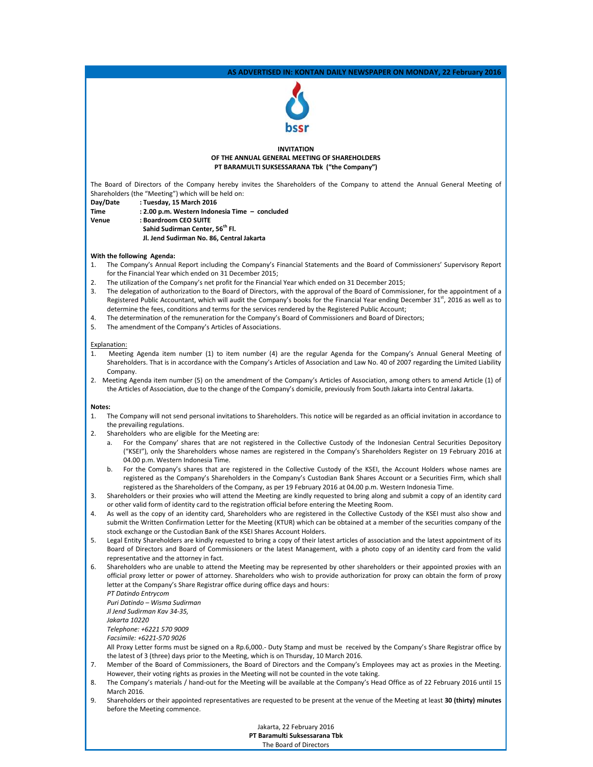**AS ADVERTISED IN: KONTAN DAILY NEWSPAPER ON MONDAY, 22 February 2016**

bssr

**INVITATION**
**OF THE ANNUAL GENERAL MEETING OF SHAREHOLDERS**
**PT BARAMULTI SUKSESSARANA Tbk ("the Company")**

The Board of Directors of the Company hereby invites the Shareholders of the Company to attend the Annual General Meeting of Shareholders (the "Meeting") which will be held on:

**Day/Date** : **Tuesday, 15 March 2016**
**Time** : **2.00 p.m. Western Indonesia Time – concluded**
**Venue** : **Boardroom CEO SUITE**
**Sahid Sudirman Center, 56th Fl.**
**Jl. Jend Sudirman No. 86, Central Jakarta**

**With the following Agenda:**

1. The Company's Annual Report including the Company's Financial Statements and the Board of Commissioners' Supervisory Report for the Financial Year which ended on 31 December 2015;
2. The utilization of the Company's net profit for the Financial Year which ended on 31 December 2015;
3. The delegation of authorization to the Board of Directors, with the approval of the Board of Commissioner, for the appointment of a Registered Public Accountant, which will audit the Company's books for the Financial Year ending December 31st, 2016 as well as to determine the fees, conditions and terms for the services rendered by the Registered Public Account;
4. The determination of the remuneration for the Company's Board of Commissioners and Board of Directors;
5. The amendment of the Company's Articles of Associations.

Explanation:

1. Meeting Agenda item number (1) to item number (4) are the regular Agenda for the Company's Annual General Meeting of Shareholders. That is in accordance with the Company's Articles of Association and Law No. 40 of 2007 regarding the Limited Liability Company.
2. Meeting Agenda item number (5) on the amendment of the Company's Articles of Association, among others to amend Article (1) of the Articles of Association, due to the change of the Company's domicile, previously from South Jakarta into Central Jakarta.

**Notes:**

1. The Company will not send personal invitations to Shareholders. This notice will be regarded as an official invitation in accordance to the prevailing regulations.
2. Shareholders who are eligible for the Meeting are:
   a. For the Company' shares that are not registered in the Collective Custody of the Indonesian Central Securities Depository ("KSEI"), only the Shareholders whose names are registered in the Company's Shareholders Register on 19 February 2016 at 04.00 p.m. Western Indonesia Time.
   b. For the Company's shares that are registered in the Collective Custody of the KSEI, the Account Holders whose names are registered as the Company's Shareholders in the Company's Custodian Bank Shares Account or a Securities Firm, which shall registered as the Shareholders of the Company, as per 19 February 2016 at 04.00 p.m. Western Indonesia Time.
3. Shareholders or their proxies who will attend the Meeting are kindly requested to bring along and submit a copy of an identity card or other valid form of identity card to the registration official before entering the Meeting Room.
4. As well as the copy of an identity card, Shareholders who are registered in the Collective Custody of the KSEI must also show and submit the Written Confirmation Letter for the Meeting (KTUR) which can be obtained at a member of the securities company of the stock exchange or the Custodian Bank of the KSEI Shares Account Holders.
5. Legal Entity Shareholders are kindly requested to bring a copy of their latest articles of association and the latest appointment of its Board of Directors and Board of Commissioners or the latest Management, with a photo copy of an identity card from the valid representative and the attorney in fact.
6. Shareholders who are unable to attend the Meeting may be represented by other shareholders or their appointed proxies with an official proxy letter or power of attorney. Shareholders who wish to provide authorization for proxy can obtain the form of proxy letter at the Company's Share Registrar office during office days and hours:
   *PT Datindo Entrycom*
   *Puri Datindo – Wisma Sudirman*
   *Jl Jend Sudirman Kav 34-35,*
   *Jakarta 10220*
   *Telephone: +6221 570 9009*
   *Facsimile: +6221-570 9026*
   All Proxy Letter forms must be signed on a Rp.6,000.- Duty Stamp and must be received by the Company's Share Registrar office by the latest of 3 (three) days prior to the Meeting, which is on Thursday, 10 March 2016.
7. Member of the Board of Commissioners, the Board of Directors and the Company's Employees may act as proxies in the Meeting. However, their voting rights as proxies in the Meeting will not be counted in the vote taking.
8. The Company's materials / hand-out for the Meeting will be available at the Company's Head Office as of 22 February 2016 until 15 March 2016.
9. Shareholders or their appointed representatives are requested to be present at the venue of the Meeting at least **30 (thirty) minutes** before the Meeting commence.

Jakarta, 22 February 2016
**PT Baramulti Suksessarana Tbk**
The Board of Directors